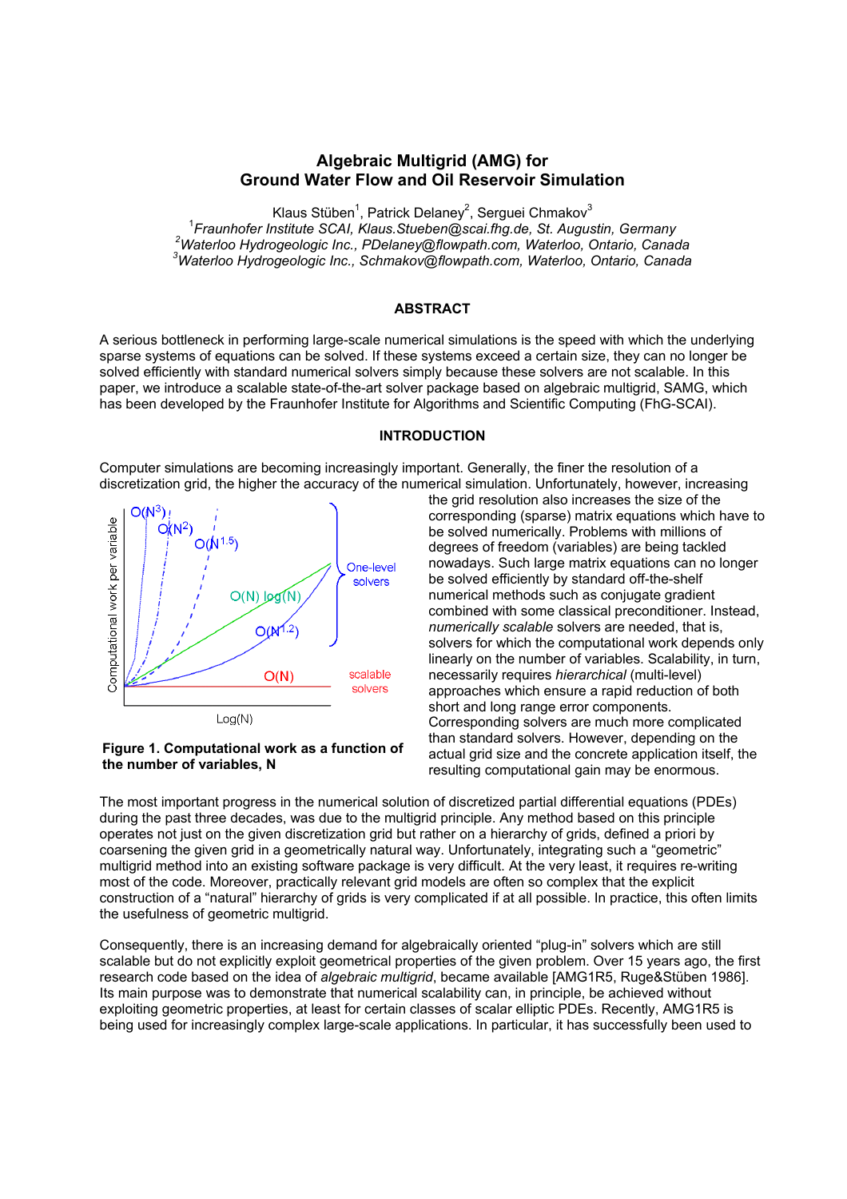# Algebraic Multigrid (AMG) for Ground Water Flow and Oil Reservoir Simulation

Klaus Stüben[1], Patrick Delaney[2], Serguei Chmakov[3]

[1] *Fraunhofer Institute SCAI, Klaus.Stueben@scai.fhg.de, St. Augustin, Germany*
[2] *Waterloo Hydrogeologic Inc., PDelaney@flowpath.com, Waterloo, Ontario, Canada*
[3] *Waterloo Hydrogeologic Inc., Schmakov@flowpath.com, Waterloo, Ontario, Canada*

## ABSTRACT

A serious bottleneck in performing large-scale numerical simulations is the speed with which the underlying sparse systems of equations can be solved. If these systems exceed a certain size, they can no longer be solved efficiently with standard numerical solvers simply because these solvers are not scalable. In this paper, we introduce a scalable state-of-the-art solver package based on algebraic multigrid, SAMG, which has been developed by the Fraunhofer Institute for Algorithms and Scientific Computing (FhG-SCAI).

## INTRODUCTION

Computer simulations are becoming increasingly important. Generally, the finer the resolution of a discretization grid, the higher the accuracy of the numerical simulation. Unfortunately, however, increasing the grid resolution also increases the size of the corresponding (sparse) matrix equations which have to be solved numerically. Problems with millions of degrees of freedom (variables) are being tackled nowadays. Such large matrix equations can no longer be solved efficiently by standard off-the-shelf numerical methods such as conjugate gradient combined with some classical preconditioner. Instead, *numerically scalable* solvers are needed, that is, solvers for which the computational work depends only linearly on the number of variables. Scalability, in turn, necessarily requires *hierarchical* (multi-level) approaches which ensure a rapid reduction of both short and long range error components. Corresponding solvers are much more complicated than standard solvers. However, depending on the actual grid size and the concrete application itself, the resulting computational gain may be enormous.

**Figure 1. Computational work as a function of the number of variables, N**

The most important progress in the numerical solution of discretized partial differential equations (PDEs) during the past three decades, was due to the multigrid principle. Any method based on this principle operates not just on the given discretization grid but rather on a hierarchy of grids, defined a priori by coarsening the given grid in a geometrically natural way. Unfortunately, integrating such a "geometric" multigrid method into an existing software package is very difficult. At the very least, it requires re-writing most of the code. Moreover, practically relevant grid models are often so complex that the explicit construction of a "natural" hierarchy of grids is very complicated if at all possible. In practice, this often limits the usefulness of geometric multigrid.

Consequently, there is an increasing demand for algebraically oriented "plug-in" solvers which are still scalable but do not explicitly exploit geometrical properties of the given problem. Over 15 years ago, the first research code based on the idea of *algebraic multigrid*, became available [AMG1R5, Ruge&Stüben 1986]. Its main purpose was to demonstrate that numerical scalability can, in principle, be achieved without exploiting geometric properties, at least for certain classes of scalar elliptic PDEs. Recently, AMG1R5 is being used for increasingly complex large-scale applications. In particular, it has successfully been used to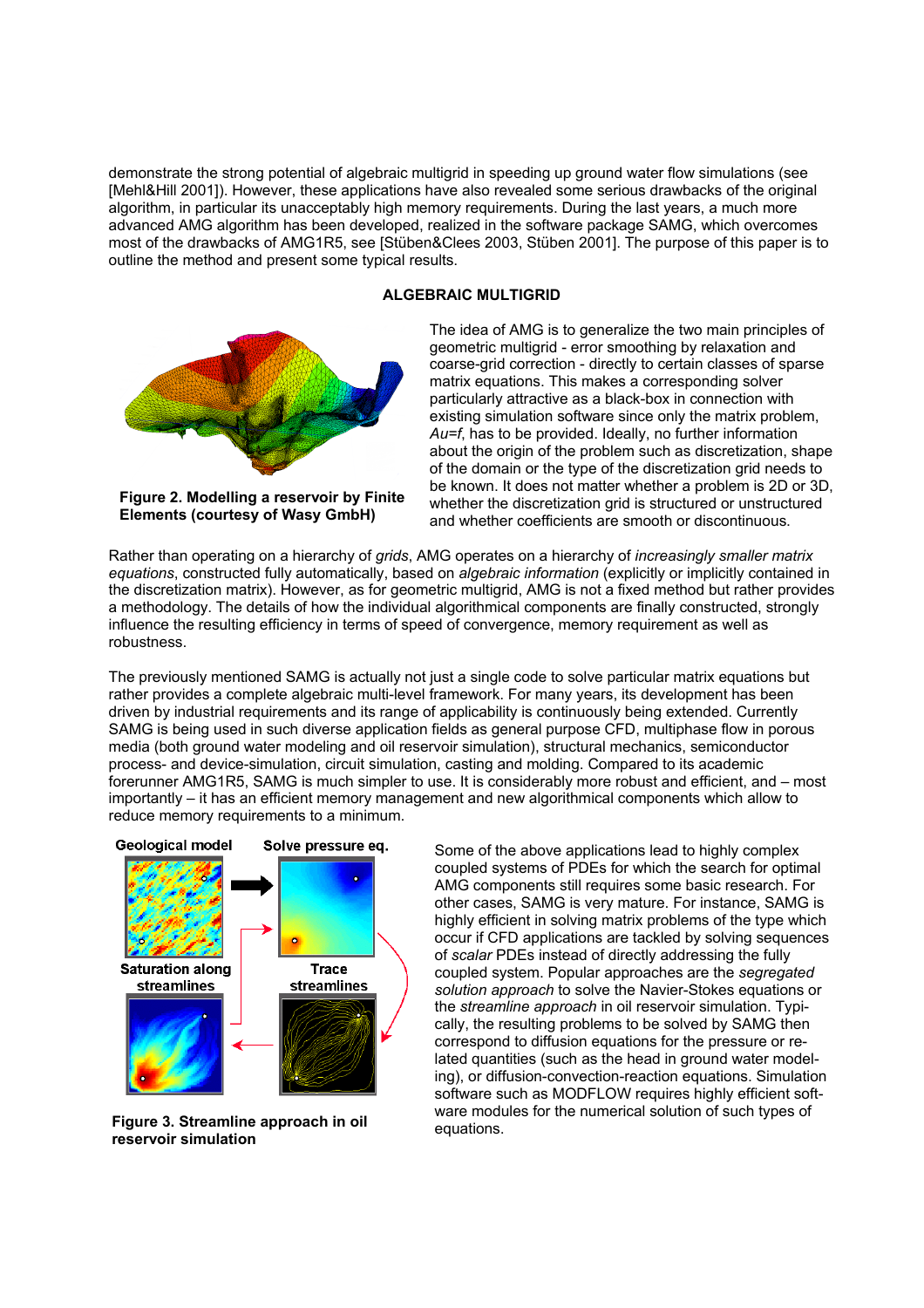demonstrate the strong potential of algebraic multigrid in speeding up ground water flow simulations (see [Mehl&Hill 2001]). However, these applications have also revealed some serious drawbacks of the original algorithm, in particular its unacceptably high memory requirements. During the last years, a much more advanced AMG algorithm has been developed, realized in the software package SAMG, which overcomes most of the drawbacks of AMG1R5, see [Stüben&Clees 2003, Stüben 2001]. The purpose of this paper is to outline the method and present some typical results.

## ALGEBRAIC MULTIGRID

**Figure 2. Modelling a reservoir by Finite Elements (courtesy of Wasy GmbH)**

The idea of AMG is to generalize the two main principles of geometric multigrid - error smoothing by relaxation and coarse-grid correction - directly to certain classes of sparse matrix equations. This makes a corresponding solver particularly attractive as a black-box in connection with existing simulation software since only the matrix problem, *Au=f*, has to be provided. Ideally, no further information about the origin of the problem such as discretization, shape of the domain or the type of the discretization grid needs to be known. It does not matter whether a problem is 2D or 3D, whether the discretization grid is structured or unstructured and whether coefficients are smooth or discontinuous.

Rather than operating on a hierarchy of *grids*, AMG operates on a hierarchy of *increasingly smaller matrix equations*, constructed fully automatically, based on *algebraic information* (explicitly or implicitly contained in the discretization matrix). However, as for geometric multigrid, AMG is not a fixed method but rather provides a methodology. The details of how the individual algorithmical components are finally constructed, strongly influence the resulting efficiency in terms of speed of convergence, memory requirement as well as robustness.

The previously mentioned SAMG is actually not just a single code to solve particular matrix equations but rather provides a complete algebraic multi-level framework. For many years, its development has been driven by industrial requirements and its range of applicability is continuously being extended. Currently SAMG is being used in such diverse application fields as general purpose CFD, multiphase flow in porous media (both ground water modeling and oil reservoir simulation), structural mechanics, semiconductor process- and device-simulation, circuit simulation, casting and molding. Compared to its academic forerunner AMG1R5, SAMG is much simpler to use. It is considerably more robust and efficient, and – most importantly – it has an efficient memory management and new algorithmical components which allow to reduce memory requirements to a minimum.

Geological model | Solve pressure eq. | Saturation along streamlines | Trace streamlines

**Figure 3. Streamline approach in oil reservoir simulation**

Some of the above applications lead to highly complex coupled systems of PDEs for which the search for optimal AMG components still requires some basic research. For other cases, SAMG is very mature. For instance, SAMG is highly efficient in solving matrix problems of the type which occur if CFD applications are tackled by solving sequences of *scalar* PDEs instead of directly addressing the fully coupled system. Popular approaches are the *segregated solution approach* to solve the Navier-Stokes equations or the *streamline approach* in oil reservoir simulation. Typically, the resulting problems to be solved by SAMG then correspond to diffusion equations for the pressure or related quantities (such as the head in ground water modeling), or diffusion-convection-reaction equations. Simulation software such as MODFLOW requires highly efficient software modules for the numerical solution of such types of equations.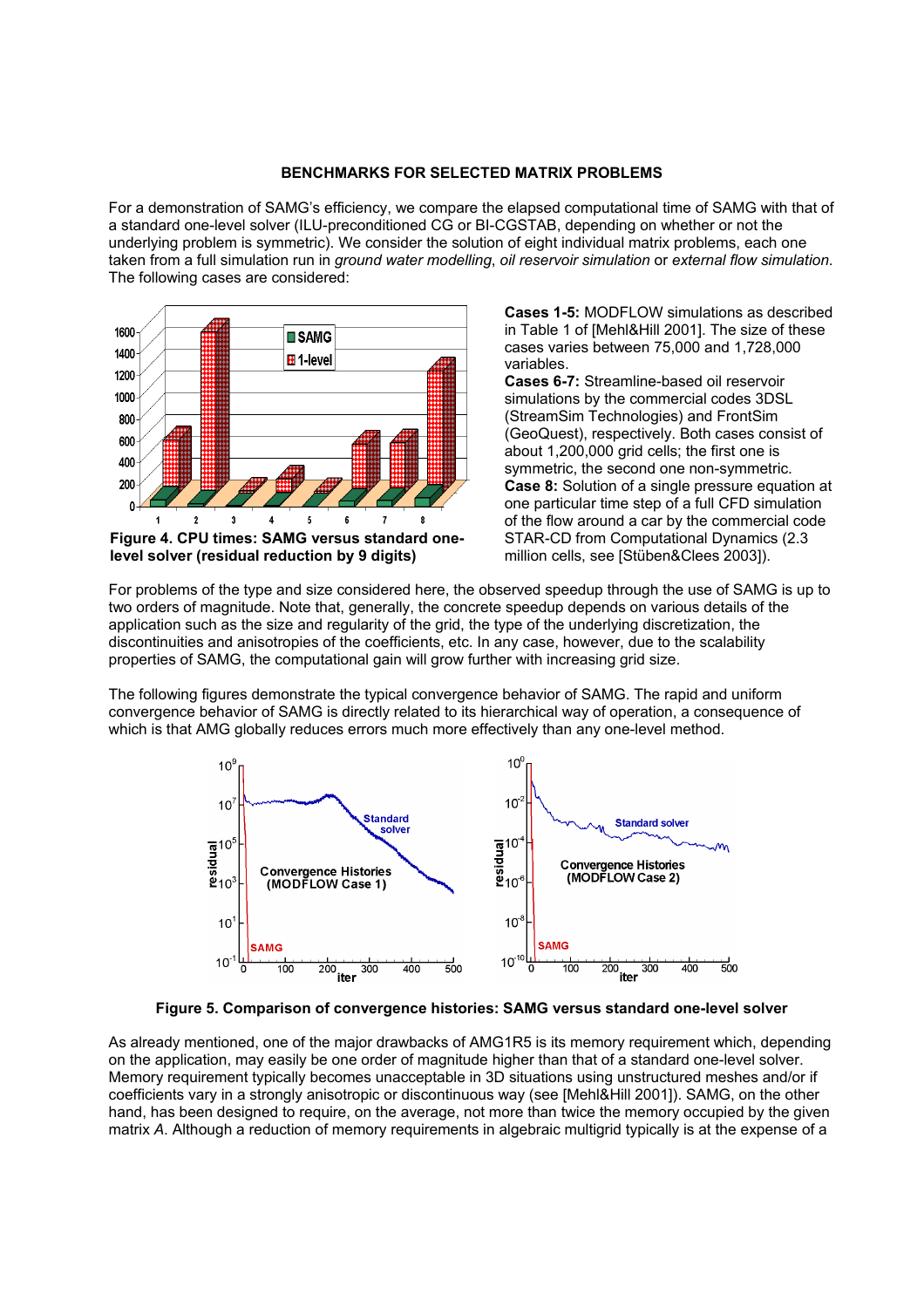**BENCHMARKS FOR SELECTED MATRIX PROBLEMS**

For a demonstration of SAMG's efficiency, we compare the elapsed computational time of SAMG with that of a standard one-level solver (ILU-preconditioned CG or BI-CGSTAB, depending on whether or not the underlying problem is symmetric). We consider the solution of eight individual matrix problems, each one taken from a full simulation run in *ground water modelling*, *oil reservoir simulation* or *external flow simulation*. The following cases are considered:

**Figure 4. CPU times: SAMG versus standard one-level solver (residual reduction by 9 digits)**

**Cases 1-5:** MODFLOW simulations as described in Table 1 of [Mehl&Hill 2001]. The size of these cases varies between 75,000 and 1,728,000 variables.

**Cases 6-7:** Streamline-based oil reservoir simulations by the commercial codes 3DSL (StreamSim Technologies) and FrontSim (GeoQuest), respectively. Both cases consist of about 1,200,000 grid cells; the first one is symmetric, the second one non-symmetric.

**Case 8:** Solution of a single pressure equation at one particular time step of a full CFD simulation of the flow around a car by the commercial code STAR-CD from Computational Dynamics (2.3 million cells, see [Stüben&Clees 2003]).

For problems of the type and size considered here, the observed speedup through the use of SAMG is up to two orders of magnitude. Note that, generally, the concrete speedup depends on various details of the application such as the size and regularity of the grid, the type of the underlying discretization, the discontinuities and anisotropies of the coefficients, etc. In any case, however, due to the scalability properties of SAMG, the computational gain will grow further with increasing grid size.

The following figures demonstrate the typical convergence behavior of SAMG. The rapid and uniform convergence behavior of SAMG is directly related to its hierarchical way of operation, a consequence of which is that AMG globally reduces errors much more effectively than any one-level method.

**Figure 5. Comparison of convergence histories: SAMG versus standard one-level solver**

As already mentioned, one of the major drawbacks of AMG1R5 is its memory requirement which, depending on the application, may easily be one order of magnitude higher than that of a standard one-level solver. Memory requirement typically becomes unacceptable in 3D situations using unstructured meshes and/or if coefficients vary in a strongly anisotropic or discontinuous way (see [Mehl&Hill 2001]). SAMG, on the other hand, has been designed to require, on the average, not more than twice the memory occupied by the given matrix *A*. Although a reduction of memory requirements in algebraic multigrid typically is at the expense of a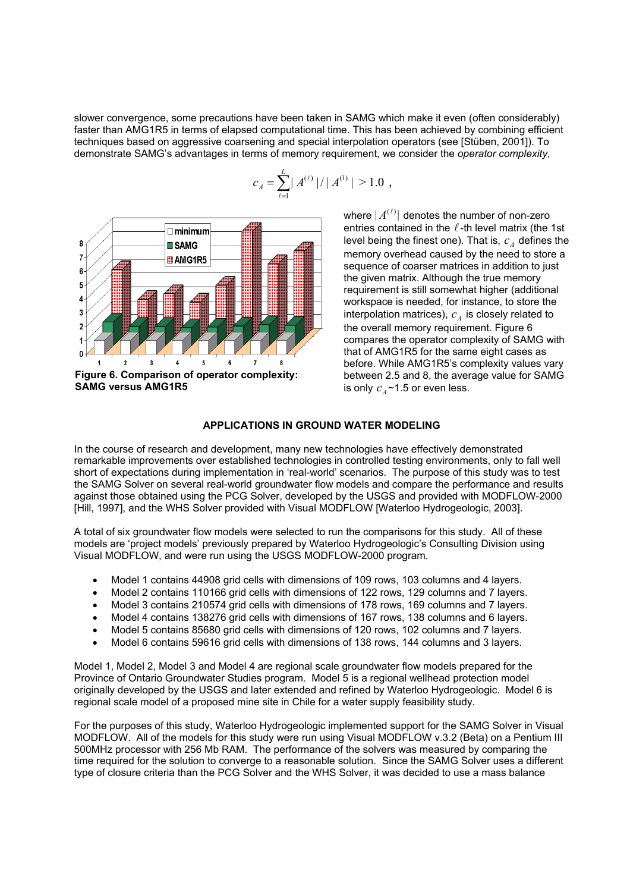slower convergence, some precautions have been taken in SAMG which make it even (often considerably) faster than AMG1R5 in terms of elapsed computational time. This has been achieved by combining efficient techniques based on aggressive coarsening and special interpolation operators (see [Stüben, 2001]). To demonstrate SAMG's advantages in terms of memory requirement, we consider the *operator complexity*,

$$c_A = \sum_{\ell=1}^{L} |A^{(\ell)}| / |A^{(1)}| > 1.0 \ ,$$

**Figure 6. Comparison of operator complexity: SAMG versus AMG1R5**

where $|A^{(\ell)}|$ denotes the number of non-zero entries contained in the $\ell$-th level matrix (the 1st level being the finest one). That is, $c_A$ defines the memory overhead caused by the need to store a sequence of coarser matrices in addition to just the given matrix. Although the true memory requirement is still somewhat higher (additional workspace is needed, for instance, to store the interpolation matrices), $c_A$ is closely related to the overall memory requirement. Figure 6 compares the operator complexity of SAMG with that of AMG1R5 for the same eight cases as before. While AMG1R5's complexity values vary between 2.5 and 8, the average value for SAMG is only $c_A$~1.5 or even less.

## APPLICATIONS IN GROUND WATER MODELING

In the course of research and development, many new technologies have effectively demonstrated remarkable improvements over established technologies in controlled testing environments, only to fall well short of expectations during implementation in 'real-world' scenarios. The purpose of this study was to test the SAMG Solver on several real-world groundwater flow models and compare the performance and results against those obtained using the PCG Solver, developed by the USGS and provided with MODFLOW-2000 [Hill, 1997], and the WHS Solver provided with Visual MODFLOW [Waterloo Hydrogeologic, 2003].

A total of six groundwater flow models were selected to run the comparisons for this study. All of these models are 'project models' previously prepared by Waterloo Hydrogeologic's Consulting Division using Visual MODFLOW, and were run using the USGS MODFLOW-2000 program.

- Model 1 contains 44908 grid cells with dimensions of 109 rows, 103 columns and 4 layers.
- Model 2 contains 110166 grid cells with dimensions of 122 rows, 129 columns and 7 layers.
- Model 3 contains 210574 grid cells with dimensions of 178 rows, 169 columns and 7 layers.
- Model 4 contains 138276 grid cells with dimensions of 167 rows, 138 columns and 6 layers.
- Model 5 contains 85680 grid cells with dimensions of 120 rows, 102 columns and 7 layers.
- Model 6 contains 59616 grid cells with dimensions of 138 rows, 144 columns and 3 layers.

Model 1, Model 2, Model 3 and Model 4 are regional scale groundwater flow models prepared for the Province of Ontario Groundwater Studies program. Model 5 is a regional wellhead protection model originally developed by the USGS and later extended and refined by Waterloo Hydrogeologic. Model 6 is regional scale model of a proposed mine site in Chile for a water supply feasibility study.

For the purposes of this study, Waterloo Hydrogeologic implemented support for the SAMG Solver in Visual MODFLOW. All of the models for this study were run using Visual MODFLOW v.3.2 (Beta) on a Pentium III 500MHz processor with 256 Mb RAM. The performance of the solvers was measured by comparing the time required for the solution to converge to a reasonable solution. Since the SAMG Solver uses a different type of closure criteria than the PCG Solver and the WHS Solver, it was decided to use a mass balance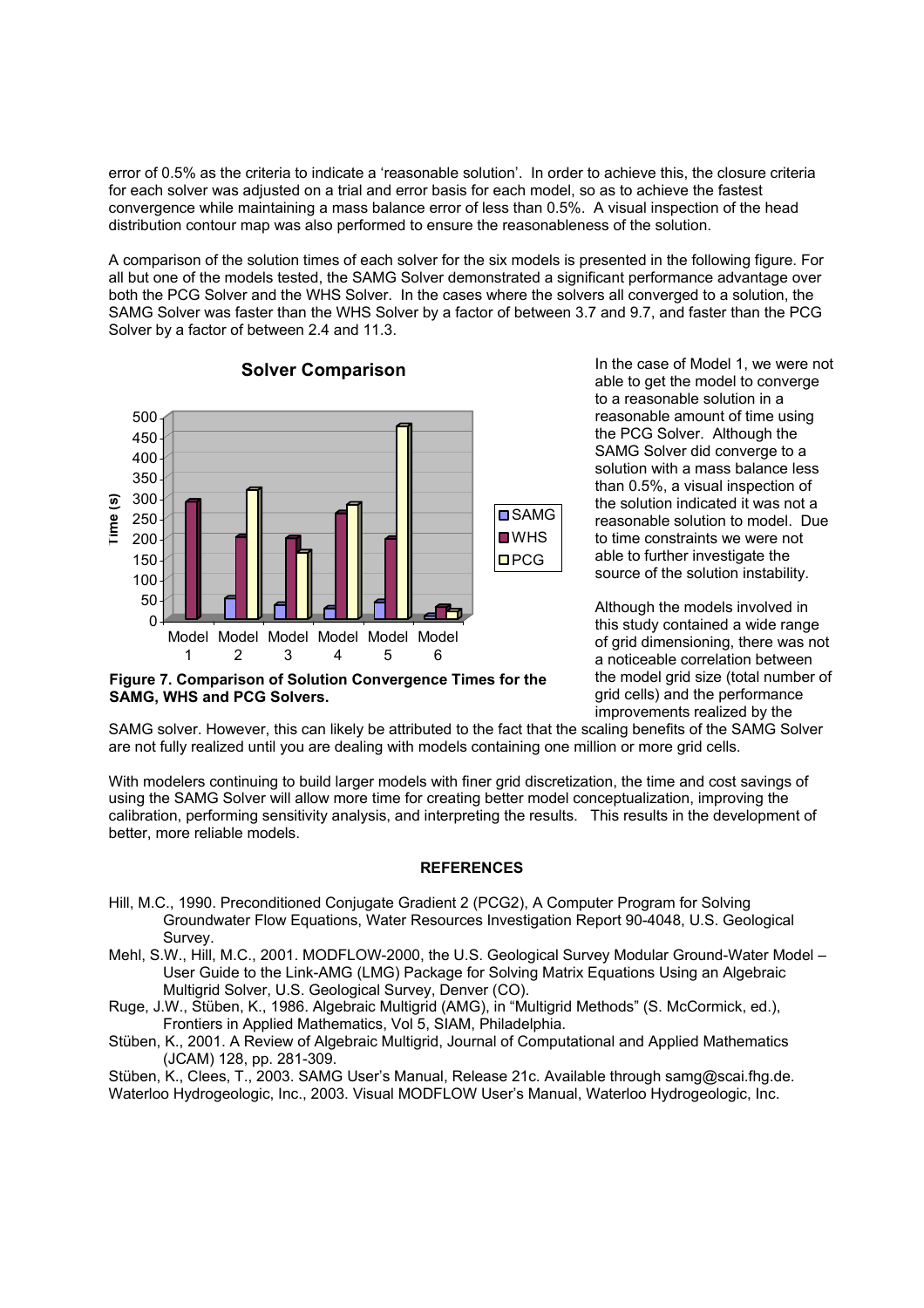error of 0.5% as the criteria to indicate a 'reasonable solution'. In order to achieve this, the closure criteria for each solver was adjusted on a trial and error basis for each model, so as to achieve the fastest convergence while maintaining a mass balance error of less than 0.5%. A visual inspection of the head distribution contour map was also performed to ensure the reasonableness of the solution.

A comparison of the solution times of each solver for the six models is presented in the following figure. For all but one of the models tested, the SAMG Solver demonstrated a significant performance advantage over both the PCG Solver and the WHS Solver. In the cases where the solvers all converged to a solution, the SAMG Solver was faster than the WHS Solver by a factor of between 3.7 and 9.7, and faster than the PCG Solver by a factor of between 2.4 and 11.3.

Solver Comparison

Time (s)

0
50
100
150
200
250
300
350
400
450
500

Model 1
Model 2
Model 3
Model 4
Model 5
Model 6

SAMG
WHS
PCG

**Figure 7. Comparison of Solution Convergence Times for the SAMG, WHS and PCG Solvers.**

In the case of Model 1, we were not able to get the model to converge to a reasonable solution in a reasonable amount of time using the PCG Solver. Although the SAMG Solver did converge to a solution with a mass balance less than 0.5%, a visual inspection of the solution indicated it was not a reasonable solution to model. Due to time constraints we were not able to further investigate the source of the solution instability.

Although the models involved in this study contained a wide range of grid dimensioning, there was not a noticeable correlation between the model grid size (total number of grid cells) and the performance improvements realized by the SAMG solver. However, this can likely be attributed to the fact that the scaling benefits of the SAMG Solver are not fully realized until you are dealing with models containing one million or more grid cells.

With modelers continuing to build larger models with finer grid discretization, the time and cost savings of using the SAMG Solver will allow more time for creating better model conceptualization, improving the calibration, performing sensitivity analysis, and interpreting the results. This results in the development of better, more reliable models.

## REFERENCES

Hill, M.C., 1990. Preconditioned Conjugate Gradient 2 (PCG2), A Computer Program for Solving Groundwater Flow Equations, Water Resources Investigation Report 90-4048, U.S. Geological Survey.

Mehl, S.W., Hill, M.C., 2001. MODFLOW-2000, the U.S. Geological Survey Modular Ground-Water Model – User Guide to the Link-AMG (LMG) Package for Solving Matrix Equations Using an Algebraic Multigrid Solver, U.S. Geological Survey, Denver (CO).

Ruge, J.W., Stüben, K., 1986. Algebraic Multigrid (AMG), in "Multigrid Methods" (S. McCormick, ed.), Frontiers in Applied Mathematics, Vol 5, SIAM, Philadelphia.

Stüben, K., 2001. A Review of Algebraic Multigrid, Journal of Computational and Applied Mathematics (JCAM) 128, pp. 281-309.

Stüben, K., Clees, T., 2003. SAMG User's Manual, Release 21c. Available through samg@scai.fhg.de.

Waterloo Hydrogeologic, Inc., 2003. Visual MODFLOW User's Manual, Waterloo Hydrogeologic, Inc.